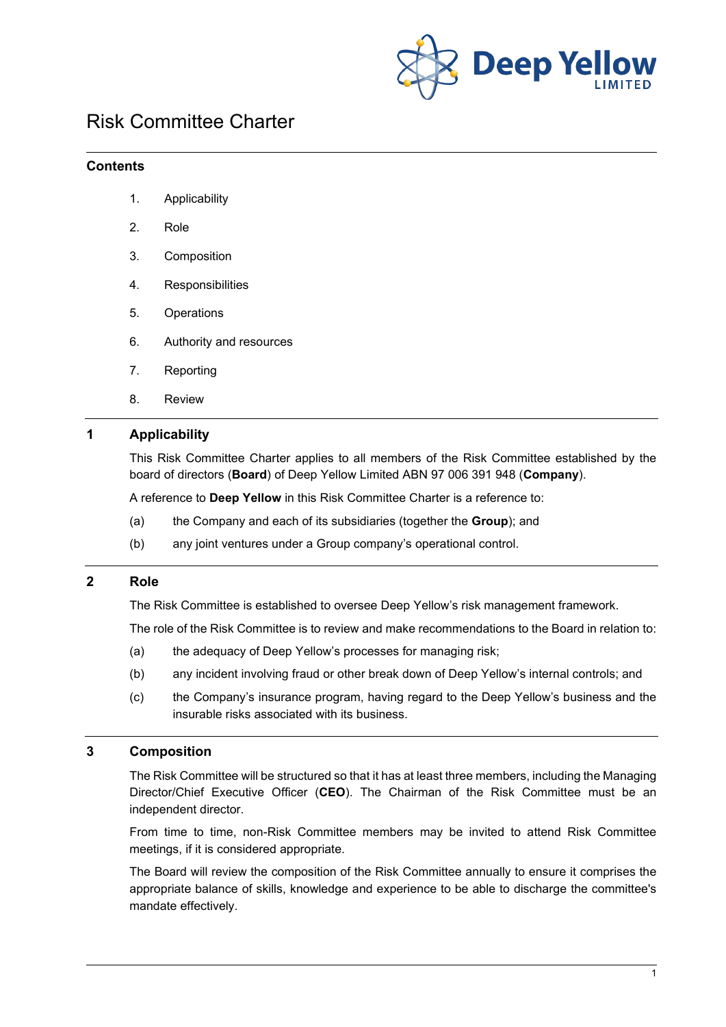# Risk Committee Charter

## Contents

1. Applicability
2. Role
3. Composition
4. Responsibilities
5. Operations
6. Authority and resources
7. Reporting
8. Review

## 1 Applicability

This Risk Committee Charter applies to all members of the Risk Committee established by the board of directors (**Board**) of Deep Yellow Limited ABN 97 006 391 948 (**Company**).

A reference to **Deep Yellow** in this Risk Committee Charter is a reference to:

(a) the Company and each of its subsidiaries (together the **Group**); and

(b) any joint ventures under a Group company's operational control.

## 2 Role

The Risk Committee is established to oversee Deep Yellow's risk management framework.

The role of the Risk Committee is to review and make recommendations to the Board in relation to:

(a) the adequacy of Deep Yellow's processes for managing risk;

(b) any incident involving fraud or other break down of Deep Yellow's internal controls; and

(c) the Company's insurance program, having regard to the Deep Yellow's business and the insurable risks associated with its business.

## 3 Composition

The Risk Committee will be structured so that it has at least three members, including the Managing Director/Chief Executive Officer (**CEO**). The Chairman of the Risk Committee must be an independent director.

From time to time, non-Risk Committee members may be invited to attend Risk Committee meetings, if it is considered appropriate.

The Board will review the composition of the Risk Committee annually to ensure it comprises the appropriate balance of skills, knowledge and experience to be able to discharge the committee's mandate effectively.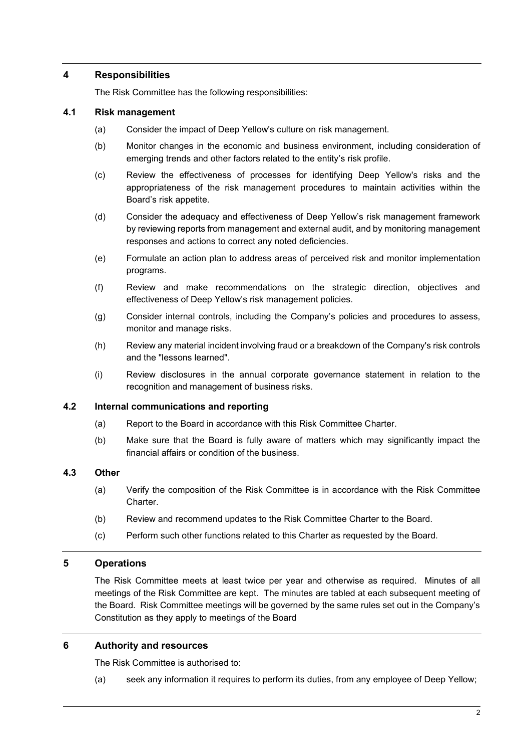## 4 Responsibilities

The Risk Committee has the following responsibilities:

### 4.1 Risk management

(a) Consider the impact of Deep Yellow's culture on risk management.

(b) Monitor changes in the economic and business environment, including consideration of emerging trends and other factors related to the entity's risk profile.

(c) Review the effectiveness of processes for identifying Deep Yellow's risks and the appropriateness of the risk management procedures to maintain activities within the Board's risk appetite.

(d) Consider the adequacy and effectiveness of Deep Yellow's risk management framework by reviewing reports from management and external audit, and by monitoring management responses and actions to correct any noted deficiencies.

(e) Formulate an action plan to address areas of perceived risk and monitor implementation programs.

(f) Review and make recommendations on the strategic direction, objectives and effectiveness of Deep Yellow's risk management policies.

(g) Consider internal controls, including the Company's policies and procedures to assess, monitor and manage risks.

(h) Review any material incident involving fraud or a breakdown of the Company's risk controls and the "lessons learned".

(i) Review disclosures in the annual corporate governance statement in relation to the recognition and management of business risks.

### 4.2 Internal communications and reporting

(a) Report to the Board in accordance with this Risk Committee Charter.

(b) Make sure that the Board is fully aware of matters which may significantly impact the financial affairs or condition of the business.

### 4.3 Other

(a) Verify the composition of the Risk Committee is in accordance with the Risk Committee Charter.

(b) Review and recommend updates to the Risk Committee Charter to the Board.

(c) Perform such other functions related to this Charter as requested by the Board.

## 5 Operations

The Risk Committee meets at least twice per year and otherwise as required. Minutes of all meetings of the Risk Committee are kept. The minutes are tabled at each subsequent meeting of the Board. Risk Committee meetings will be governed by the same rules set out in the Company's Constitution as they apply to meetings of the Board

## 6 Authority and resources

The Risk Committee is authorised to:

(a) seek any information it requires to perform its duties, from any employee of Deep Yellow;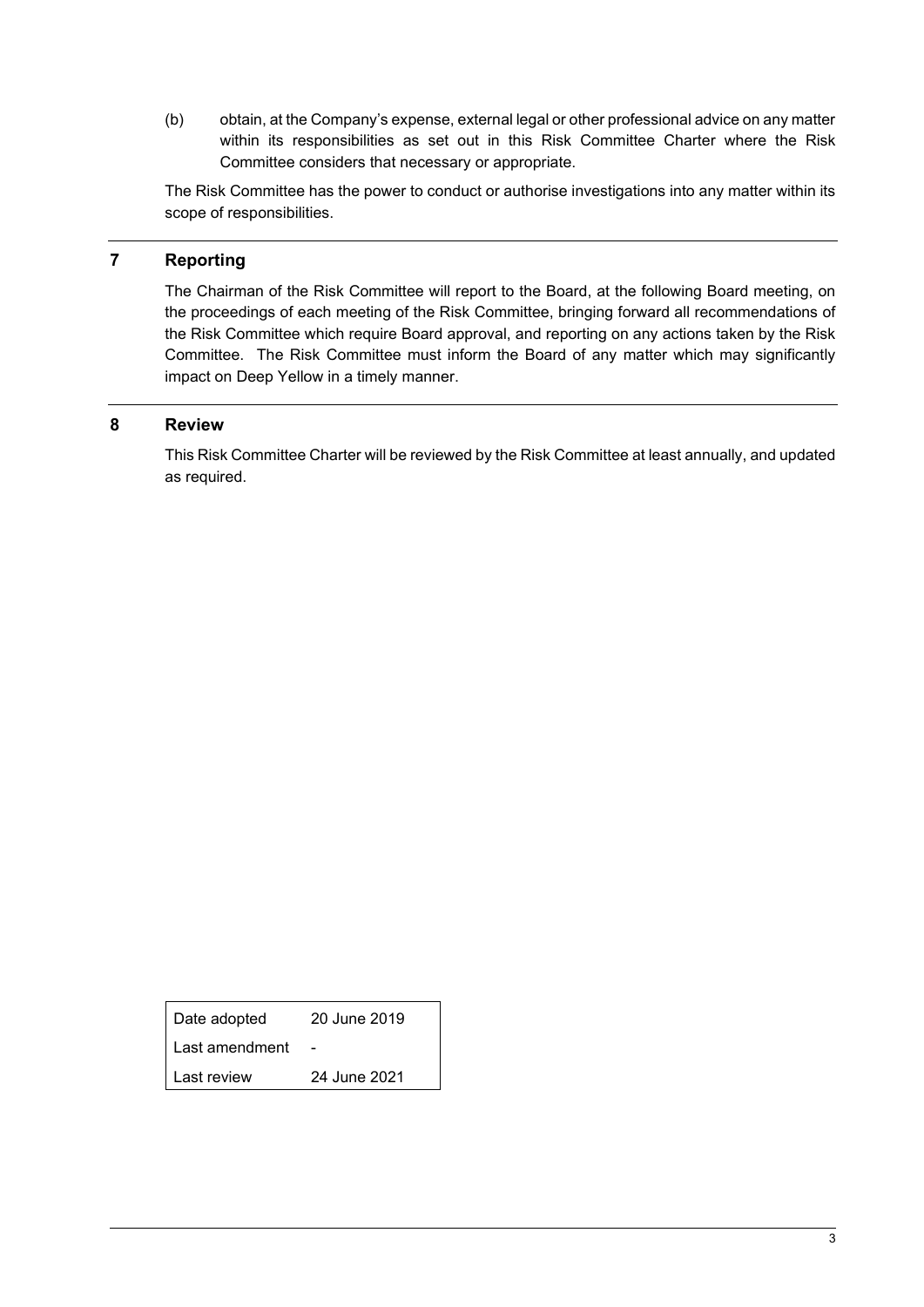(b) obtain, at the Company's expense, external legal or other professional advice on any matter within its responsibilities as set out in this Risk Committee Charter where the Risk Committee considers that necessary or appropriate.

The Risk Committee has the power to conduct or authorise investigations into any matter within its scope of responsibilities.

## 7 Reporting

The Chairman of the Risk Committee will report to the Board, at the following Board meeting, on the proceedings of each meeting of the Risk Committee, bringing forward all recommendations of the Risk Committee which require Board approval, and reporting on any actions taken by the Risk Committee. The Risk Committee must inform the Board of any matter which may significantly impact on Deep Yellow in a timely manner.

## 8 Review

This Risk Committee Charter will be reviewed by the Risk Committee at least annually, and updated as required.

| | |
|---|---|
| Date adopted | 20 June 2019 |
| Last amendment | - |
| Last review | 24 June 2021 |